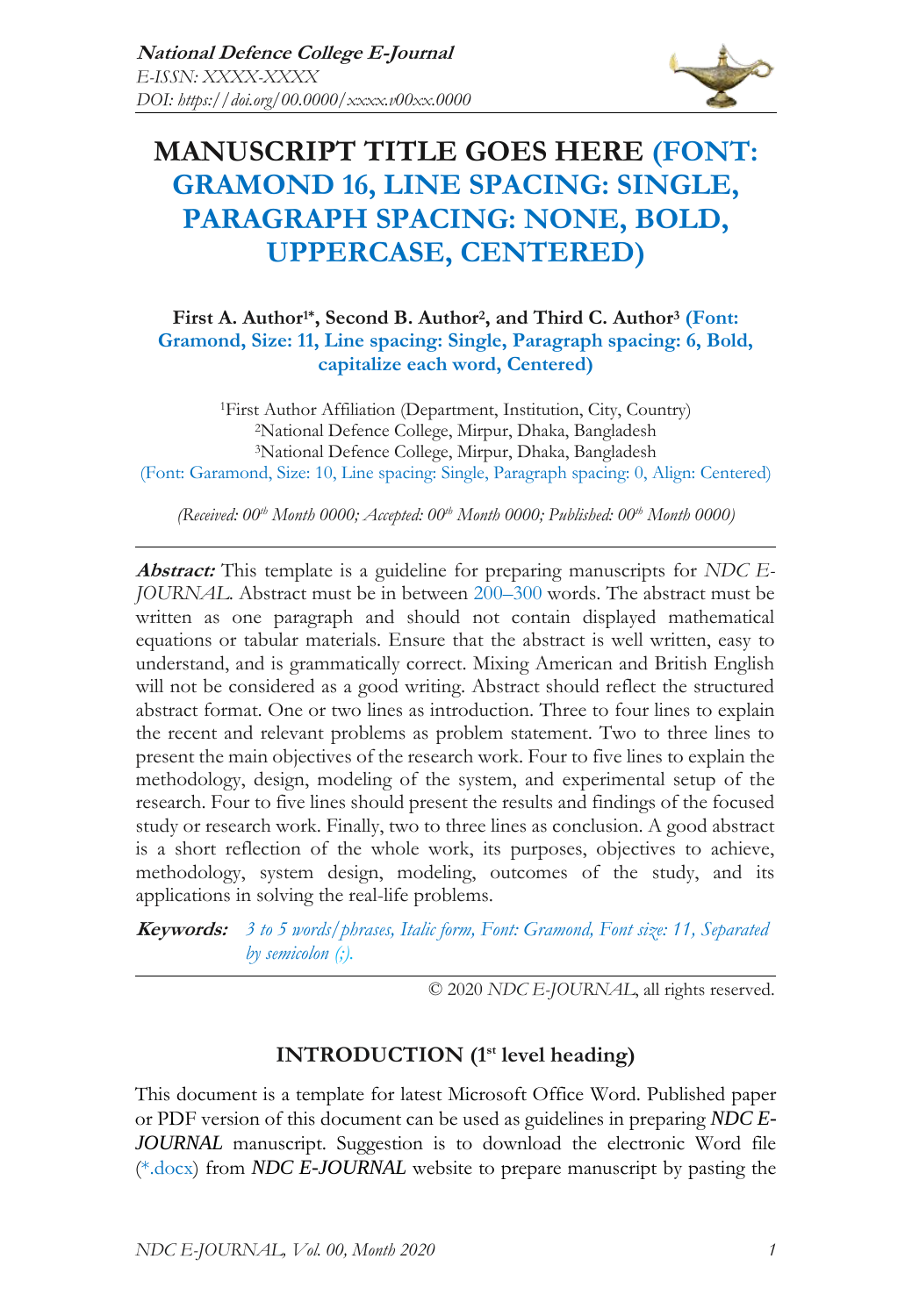**National Defence College E-Journal**
*E-ISSN: XXXX-XXXX*
*DOI: https://doi.org/00.0000/xxxx.v00xx.0000*

# MANUSCRIPT TITLE GOES HERE (FONT: GRAMOND 16, LINE SPACING: SINGLE, PARAGRAPH SPACING: NONE, BOLD, UPPERCASE, CENTERED)

**First A. Author[1*], Second B. Author[2], and Third C. Author[3] (Font: Gramond, Size: 11, Line spacing: Single, Paragraph spacing: 6, Bold, capitalize each word, Centered)**

[1]First Author Affiliation (Department, Institution, City, Country)
[2]National Defence College, Mirpur, Dhaka, Bangladesh
[3]National Defence College, Mirpur, Dhaka, Bangladesh
(Font: Garamond, Size: 10, Line spacing: Single, Paragraph spacing: 0, Align: Centered)

*(Received: 00th Month 0000; Accepted: 00th Month 0000; Published: 00th Month 0000)*

---

***Abstract:*** This template is a guideline for preparing manuscripts for *NDC E-JOURNAL*. Abstract must be in between 200–300 words. The abstract must be written as one paragraph and should not contain displayed mathematical equations or tabular materials. Ensure that the abstract is well written, easy to understand, and is grammatically correct. Mixing American and British English will not be considered as a good writing. Abstract should reflect the structured abstract format. One or two lines as introduction. Three to four lines to explain the recent and relevant problems as problem statement. Two to three lines to present the main objectives of the research work. Four to five lines to explain the methodology, design, modeling of the system, and experimental setup of the research. Four to five lines should present the results and findings of the focused study or research work. Finally, two to three lines as conclusion. A good abstract is a short reflection of the whole work, its purposes, objectives to achieve, methodology, system design, modeling, outcomes of the study, and its applications in solving the real-life problems.

***Keywords:*** *3 to 5 words/phrases, Italic form, Font: Gramond, Font size: 11, Separated by semicolon (;).*

---

© 2020 *NDC E-JOURNAL*, all rights reserved.

## INTRODUCTION (1st level heading)

This document is a template for latest Microsoft Office Word. Published paper or PDF version of this document can be used as guidelines in preparing ***NDC E-JOURNAL*** manuscript. Suggestion is to download the electronic Word file (*.docx) from ***NDC E-JOURNAL*** website to prepare manuscript by pasting the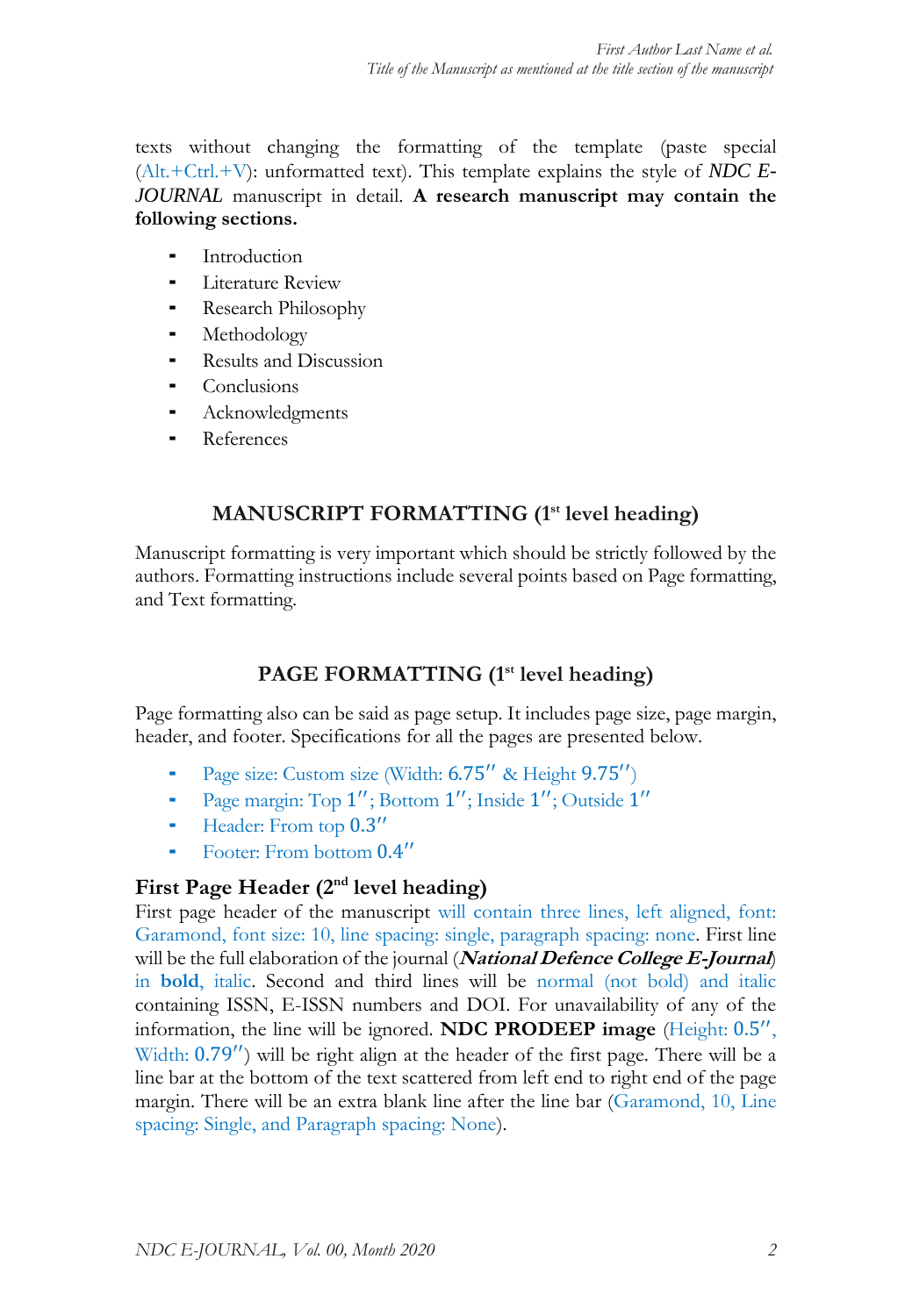texts without changing the formatting of the template (paste special (Alt.+Ctrl.+V): unformatted text). This template explains the style of *NDC E-JOURNAL* manuscript in detail. **A research manuscript may contain the following sections.**

- Introduction
- Literature Review
- Research Philosophy
- Methodology
- Results and Discussion
- Conclusions
- Acknowledgments
- References

# MANUSCRIPT FORMATTING (1st level heading)

Manuscript formatting is very important which should be strictly followed by the authors. Formatting instructions include several points based on Page formatting, and Text formatting.

# PAGE FORMATTING (1st level heading)

Page formatting also can be said as page setup. It includes page size, page margin, header, and footer. Specifications for all the pages are presented below.

- Page size: Custom size (Width: 6.75″ & Height 9.75″)
- Page margin: Top 1″; Bottom 1″; Inside 1″; Outside 1″
- Header: From top 0.3″
- Footer: From bottom 0.4″

## First Page Header (2nd level heading)

First page header of the manuscript will contain three lines, left aligned, font: Garamond, font size: 10, line spacing: single, paragraph spacing: none. First line will be the full elaboration of the journal (***National Defence College E-Journal***) in **bold**, *italic*. Second and third lines will be normal (not bold) and italic containing ISSN, E-ISSN numbers and DOI. For unavailability of any of the information, the line will be ignored. **NDC PRODEEP image** (Height: 0.5″, Width: 0.79″) will be right align at the header of the first page. There will be a line bar at the bottom of the text scattered from left end to right end of the page margin. There will be an extra blank line after the line bar (Garamond, 10, Line spacing: Single, and Paragraph spacing: None).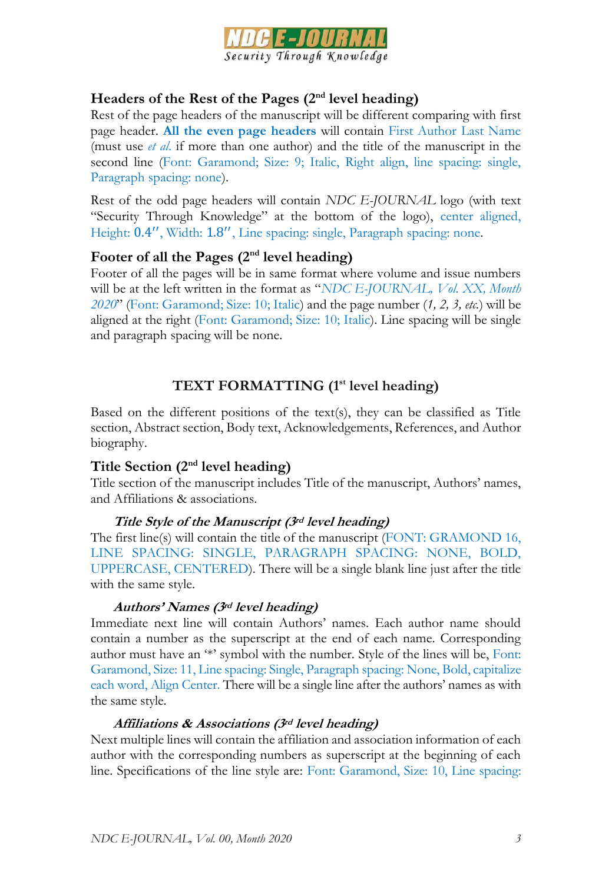## Headers of the Rest of the Pages (2nd level heading)

Rest of the page headers of the manuscript will be different comparing with first page header. **All the even page headers** will contain First Author Last Name (must use *et al.* if more than one author) and the title of the manuscript in the second line (Font: Garamond; Size: 9; Italic, Right align, line spacing: single, Paragraph spacing: none).

Rest of the odd page headers will contain *NDC E-JOURNAL* logo (with text "Security Through Knowledge" at the bottom of the logo), center aligned, Height: 0.4″, Width: 1.8″, Line spacing: single, Paragraph spacing: none.

## Footer of all the Pages (2nd level heading)

Footer of all the pages will be in same format where volume and issue numbers will be at the left written in the format as "*NDC E-JOURNAL, Vol. XX, Month 2020*" (Font: Garamond; Size: 10; Italic) and the page number (*1, 2, 3, etc.*) will be aligned at the right (Font: Garamond; Size: 10; Italic). Line spacing will be single and paragraph spacing will be none.

# TEXT FORMATTING (1st level heading)

Based on the different positions of the text(s), they can be classified as Title section, Abstract section, Body text, Acknowledgements, References, and Author biography.

## Title Section (2nd level heading)

Title section of the manuscript includes Title of the manuscript, Authors' names, and Affiliations & associations.

### *Title Style of the Manuscript (3rd level heading)*

The first line(s) will contain the title of the manuscript (FONT: GRAMOND 16, LINE SPACING: SINGLE, PARAGRAPH SPACING: NONE, BOLD, UPPERCASE, CENTERED). There will be a single blank line just after the title with the same style.

### *Authors' Names (3rd level heading)*

Immediate next line will contain Authors' names. Each author name should contain a number as the superscript at the end of each name. Corresponding author must have an '*' symbol with the number. Style of the lines will be, Font: Garamond, Size: 11, Line spacing: Single, Paragraph spacing: None, Bold, capitalize each word, Align Center. There will be a single line after the authors' names as with the same style.

### *Affiliations & Associations (3rd level heading)*

Next multiple lines will contain the affiliation and association information of each author with the corresponding numbers as superscript at the beginning of each line. Specifications of the line style are: Font: Garamond, Size: 10, Line spacing: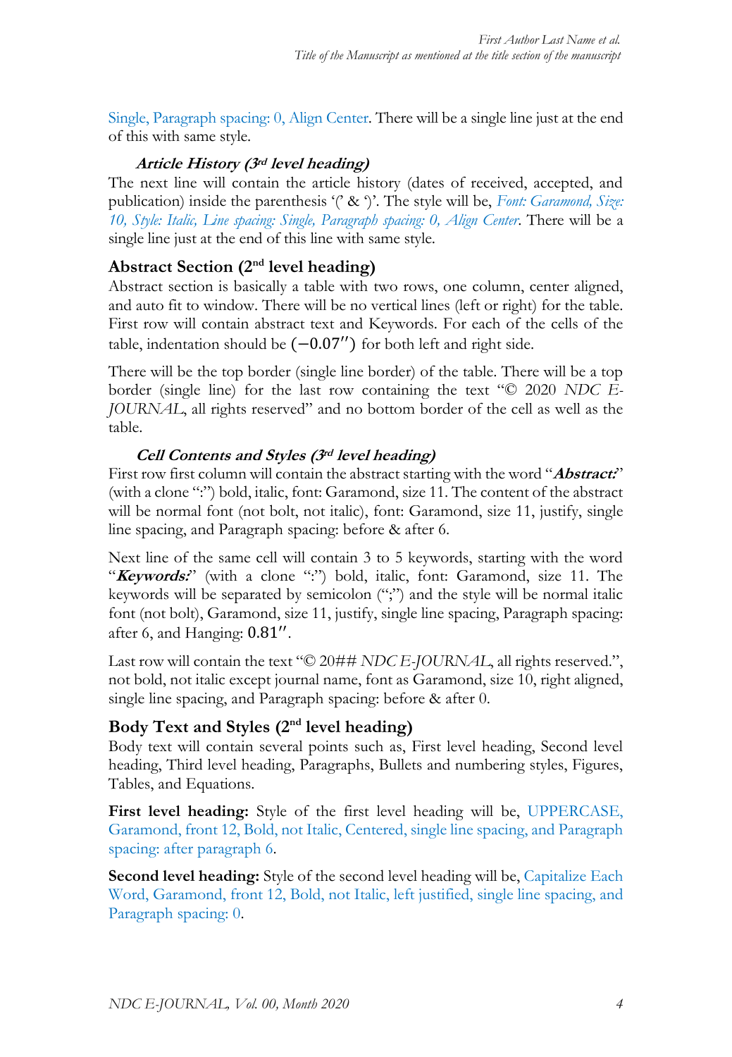Single, Paragraph spacing: 0, Align Center. There will be a single line just at the end of this with same style.

### *Article History (3rd level heading)*

The next line will contain the article history (dates of received, accepted, and publication) inside the parenthesis '(' & ')'. The style will be, *Font: Garamond, Size: 10, Style: Italic, Line spacing: Single, Paragraph spacing: 0, Align Center*. There will be a single line just at the end of this line with same style.

## Abstract Section (2nd level heading)

Abstract section is basically a table with two rows, one column, center aligned, and auto fit to window. There will be no vertical lines (left or right) for the table. First row will contain abstract text and Keywords. For each of the cells of the table, indentation should be $(-0.07'')$ for both left and right side.

There will be the top border (single line border) of the table. There will be a top border (single line) for the last row containing the text "© 2020 *NDC E-JOURNAL*, all rights reserved" and no bottom border of the cell as well as the table.

### *Cell Contents and Styles (3rd level heading)*

First row first column will contain the abstract starting with the word "***Abstract:***" (with a clone ":") bold, italic, font: Garamond, size 11. The content of the abstract will be normal font (not bolt, not italic), font: Garamond, size 11, justify, single line spacing, and Paragraph spacing: before & after 6.

Next line of the same cell will contain 3 to 5 keywords, starting with the word "***Keywords:***" (with a clone ":") bold, italic, font: Garamond, size 11. The keywords will be separated by semicolon (";") and the style will be normal italic font (not bolt), Garamond, size 11, justify, single line spacing, Paragraph spacing: after 6, and Hanging: $0.81''$.

Last row will contain the text "© 20## *NDC E-JOURNAL*, all rights reserved.", not bold, not italic except journal name, font as Garamond, size 10, right aligned, single line spacing, and Paragraph spacing: before & after 0.

## Body Text and Styles (2nd level heading)

Body text will contain several points such as, First level heading, Second level heading, Third level heading, Paragraphs, Bullets and numbering styles, Figures, Tables, and Equations.

**First level heading:** Style of the first level heading will be, UPPERCASE, Garamond, front 12, Bold, not Italic, Centered, single line spacing, and Paragraph spacing: after paragraph 6.

**Second level heading:** Style of the second level heading will be, Capitalize Each Word, Garamond, front 12, Bold, not Italic, left justified, single line spacing, and Paragraph spacing: 0.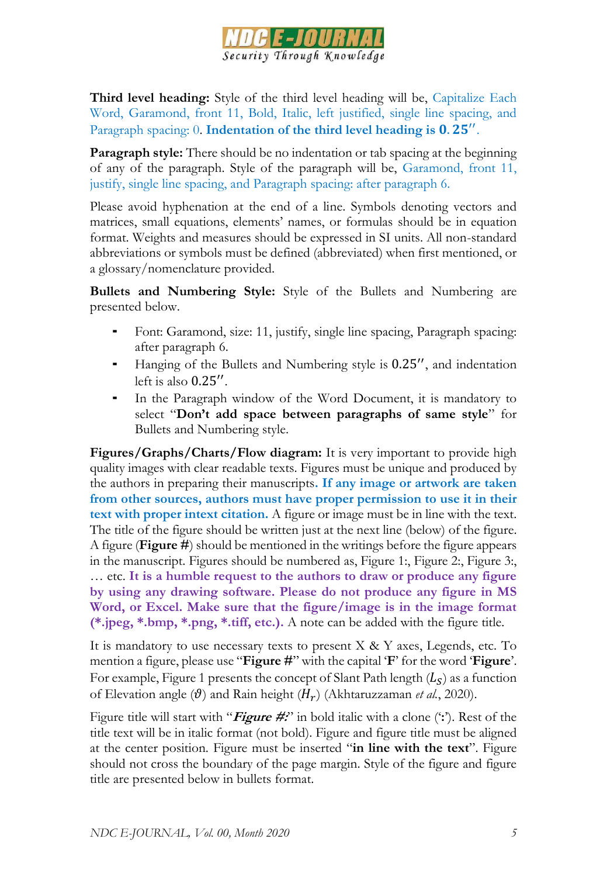**Third level heading:** Style of the third level heading will be, Capitalize Each Word, Garamond, front 11, Bold, Italic, left justified, single line spacing, and Paragraph spacing: 0. **Indentation of the third level heading is $\mathbf{0.25''}$.**

**Paragraph style:** There should be no indentation or tab spacing at the beginning of any of the paragraph. Style of the paragraph will be, Garamond, front 11, justify, single line spacing, and Paragraph spacing: after paragraph 6.

Please avoid hyphenation at the end of a line. Symbols denoting vectors and matrices, small equations, elements' names, or formulas should be in equation format. Weights and measures should be expressed in SI units. All non-standard abbreviations or symbols must be defined (abbreviated) when first mentioned, or a glossary/nomenclature provided.

**Bullets and Numbering Style:** Style of the Bullets and Numbering are presented below.

- Font: Garamond, size: 11, justify, single line spacing, Paragraph spacing: after paragraph 6.
- Hanging of the Bullets and Numbering style is $0.25''$, and indentation left is also $0.25''$.
- In the Paragraph window of the Word Document, it is mandatory to select "**Don't add space between paragraphs of same style**" for Bullets and Numbering style.

**Figures/Graphs/Charts/Flow diagram:** It is very important to provide high quality images with clear readable texts. Figures must be unique and produced by the authors in preparing their manuscripts**. If any image or artwork are taken from other sources, authors must have proper permission to use it in their text with proper intext citation.** A figure or image must be in line with the text. The title of the figure should be written just at the next line (below) of the figure. A figure (**Figure #**) should be mentioned in the writings before the figure appears in the manuscript. Figures should be numbered as, Figure 1:, Figure 2:, Figure 3:, … etc. **It is a humble request to the authors to draw or produce any figure by using any drawing software. Please do not produce any figure in MS Word, or Excel. Make sure that the figure/image is in the image format (*.jpeg, *.bmp, *.png, *.tiff, etc.).** A note can be added with the figure title.

It is mandatory to use necessary texts to present X & Y axes, Legends, etc. To mention a figure, please use "**Figure #**" with the capital '**F**' for the word '**Figure**'. For example, Figure 1 presents the concept of Slant Path length ($L_S$) as a function of Elevation angle ($\vartheta$) and Rain height ($H_r$) (Akhtaruzzaman *et al.*, 2020).

Figure title will start with "***Figure #:***" in bold italic with a clone ('**:**'). Rest of the title text will be in italic format (not bold). Figure and figure title must be aligned at the center position. Figure must be inserted "**in line with the text**". Figure should not cross the boundary of the page margin. Style of the figure and figure title are presented below in bullets format.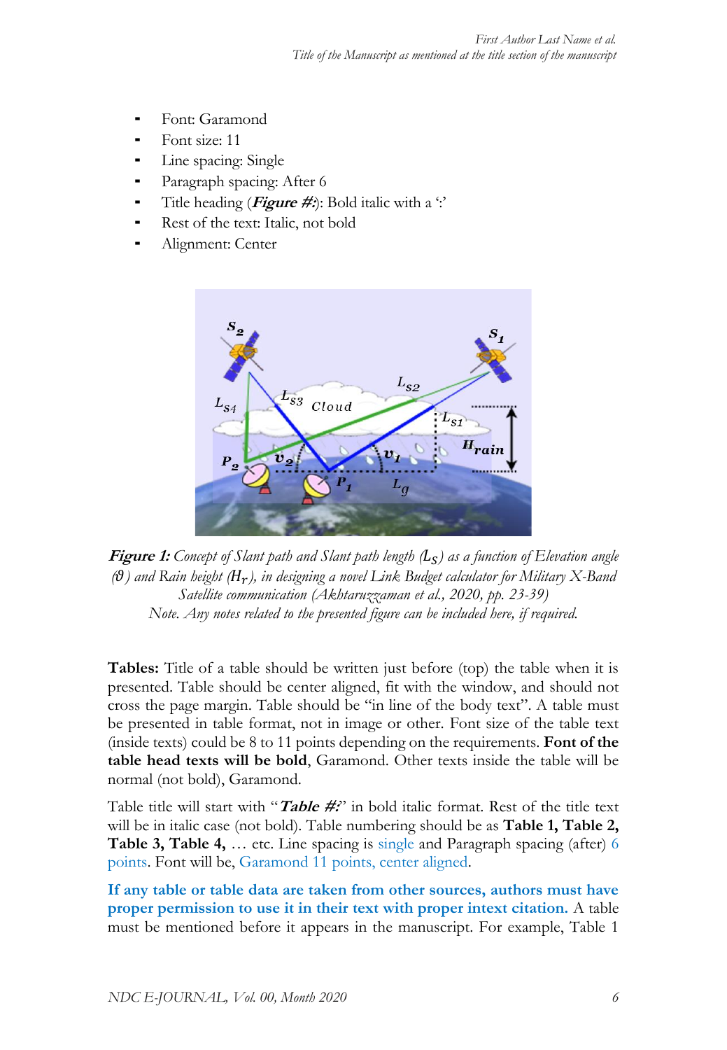- Font: Garamond
- Font size: 11
- Line spacing: Single
- Paragraph spacing: After 6
- Title heading (***Figure #:***): Bold italic with a ':'
- Rest of the text: Italic, not bold
- Alignment: Center

***Figure 1:*** *Concept of Slant path and Slant path length ($L_S$) as a function of Elevation angle ($\vartheta$) and Rain height ($H_r$), in designing a novel Link Budget calculator for Military X-Band Satellite communication (Akhtaruzzaman et al., 2020, pp. 23-39)*
*Note. Any notes related to the presented figure can be included here, if required.*

**Tables:** Title of a table should be written just before (top) the table when it is presented. Table should be center aligned, fit with the window, and should not cross the page margin. Table should be "in line of the body text". A table must be presented in table format, not in image or other. Font size of the table text (inside texts) could be 8 to 11 points depending on the requirements. **Font of the table head texts will be bold**, Garamond. Other texts inside the table will be normal (not bold), Garamond.

Table title will start with "***Table #:***" in bold italic format. Rest of the title text will be in italic case (not bold). Table numbering should be as **Table 1, Table 2, Table 3, Table 4,** … etc. Line spacing is single and Paragraph spacing (after) 6 points. Font will be, Garamond 11 points, center aligned.

**If any table or table data are taken from other sources, authors must have proper permission to use it in their text with proper intext citation.** A table must be mentioned before it appears in the manuscript. For example, Table 1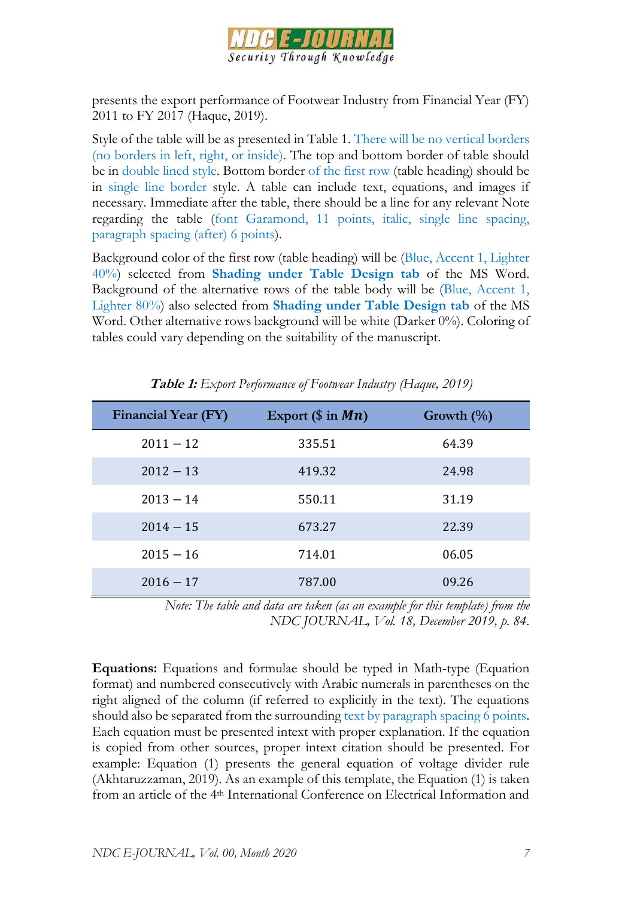presents the export performance of Footwear Industry from Financial Year (FY) 2011 to FY 2017 (Haque, 2019).

Style of the table will be as presented in Table 1. There will be no vertical borders (no borders in left, right, or inside). The top and bottom border of table should be in double lined style. Bottom border of the first row (table heading) should be in single line border style. A table can include text, equations, and images if necessary. Immediate after the table, there should be a line for any relevant Note regarding the table (font Garamond, 11 points, italic, single line spacing, paragraph spacing (after) 6 points).

Background color of the first row (table heading) will be (Blue, Accent 1, Lighter 40%) selected from **Shading under Table Design tab** of the MS Word. Background of the alternative rows of the table body will be (Blue, Accent 1, Lighter 80%) also selected from **Shading under Table Design tab** of the MS Word. Other alternative rows background will be white (Darker 0%). Coloring of tables could vary depending on the suitability of the manuscript.

***Table 1:*** *Export Performance of Footwear Industry (Haque, 2019)*

| Financial Year (FY) | Export (\$ in $Mn$) | Growth (%) |
|---|---|---|
| $2011-12$ | 335.51 | 64.39 |
| $2012-13$ | 419.32 | 24.98 |
| $2013-14$ | 550.11 | 31.19 |
| $2014-15$ | 673.27 | 22.39 |
| $2015-16$ | 714.01 | 06.05 |
| $2016-17$ | 787.00 | 09.26 |

*Note: The table and data are taken (as an example for this template) from the NDC JOURNAL, Vol. 18, December 2019, p. 84.*

**Equations:** Equations and formulae should be typed in Math-type (Equation format) and numbered consecutively with Arabic numerals in parentheses on the right aligned of the column (if referred to explicitly in the text). The equations should also be separated from the surrounding text by paragraph spacing 6 points. Each equation must be presented intext with proper explanation. If the equation is copied from other sources, proper intext citation should be presented. For example: Equation (1) presents the general equation of voltage divider rule (Akhtaruzzaman, 2019). As an example of this template, the Equation (1) is taken from an article of the 4th International Conference on Electrical Information and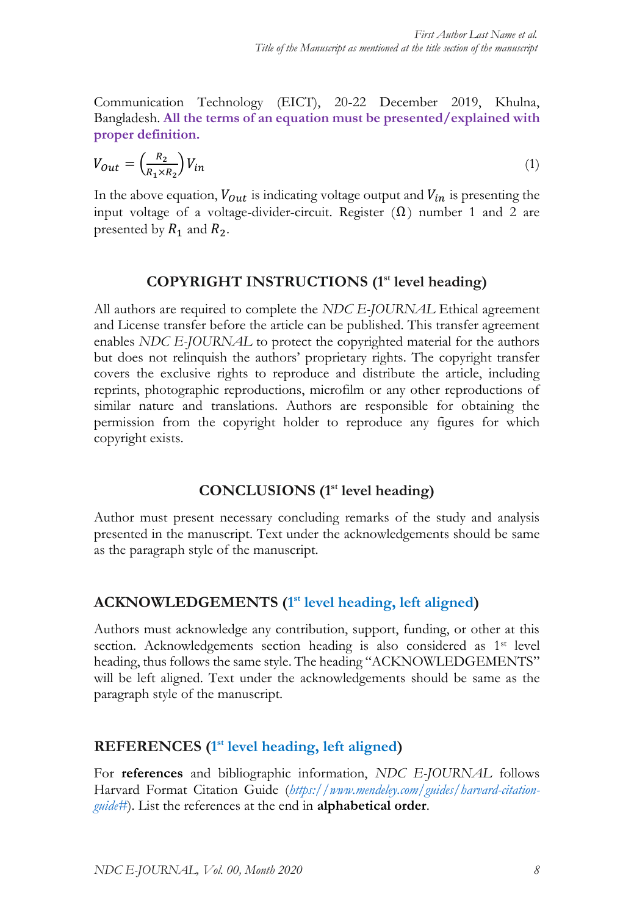Communication Technology (EICT), 20-22 December 2019, Khulna, Bangladesh. **All the terms of an equation must be presented/explained with proper definition.**

$$V_{Out} = \left(\frac{R_2}{R_1 \times R_2}\right) V_{in} \tag{1}$$

In the above equation, $V_{Out}$ is indicating voltage output and $V_{in}$ is presenting the input voltage of a voltage-divider-circuit. Register ($\Omega$) number 1 and 2 are presented by $R_1$ and $R_2$.

## COPYRIGHT INSTRUCTIONS (1st level heading)

All authors are required to complete the *NDC E-JOURNAL* Ethical agreement and License transfer before the article can be published. This transfer agreement enables *NDC E-JOURNAL* to protect the copyrighted material for the authors but does not relinquish the authors' proprietary rights. The copyright transfer covers the exclusive rights to reproduce and distribute the article, including reprints, photographic reproductions, microfilm or any other reproductions of similar nature and translations. Authors are responsible for obtaining the permission from the copyright holder to reproduce any figures for which copyright exists.

## CONCLUSIONS (1st level heading)

Author must present necessary concluding remarks of the study and analysis presented in the manuscript. Text under the acknowledgements should be same as the paragraph style of the manuscript.

## ACKNOWLEDGEMENTS (1st level heading, left aligned)

Authors must acknowledge any contribution, support, funding, or other at this section. Acknowledgements section heading is also considered as 1st level heading, thus follows the same style. The heading "ACKNOWLEDGEMENTS" will be left aligned. Text under the acknowledgements should be same as the paragraph style of the manuscript.

## REFERENCES (1st level heading, left aligned)

For **references** and bibliographic information, *NDC E-JOURNAL* follows Harvard Format Citation Guide (*https://www.mendeley.com/guides/harvard-citation-guide#*). List the references at the end in **alphabetical order**.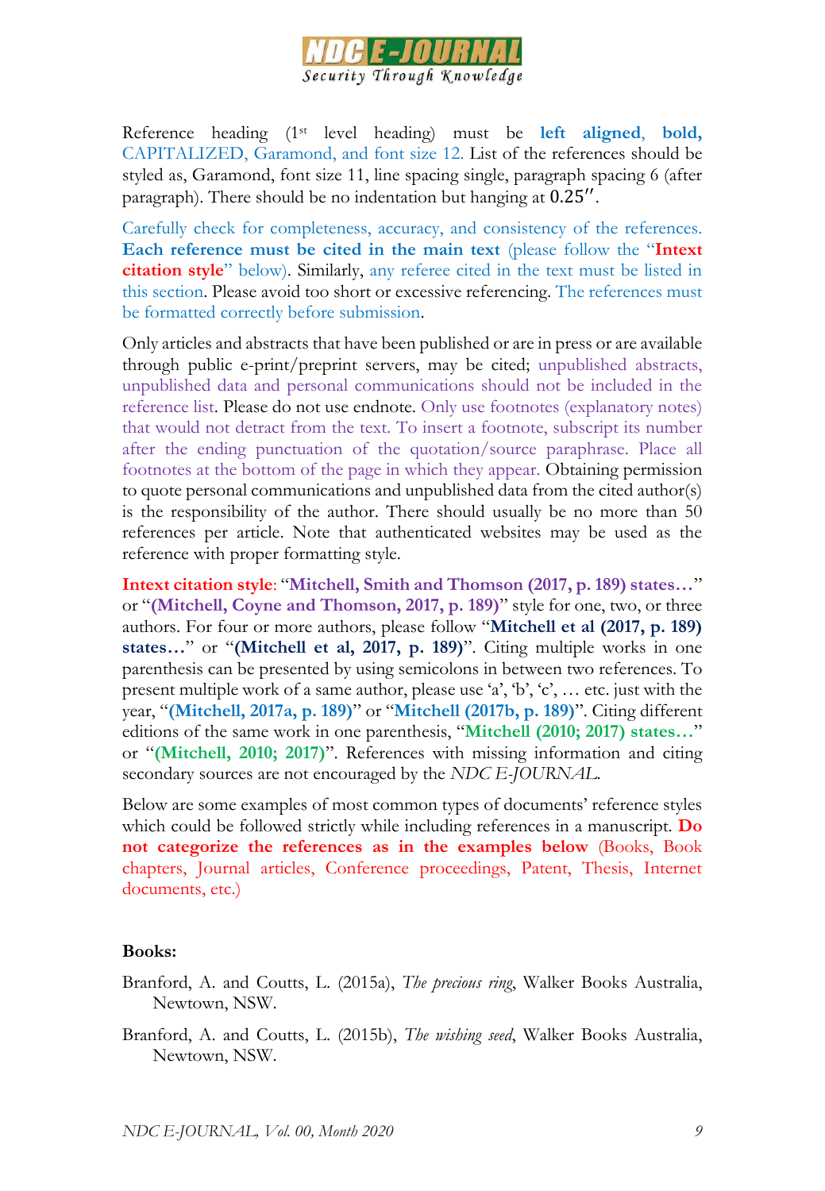Reference heading (1st level heading) must be **left aligned**, **bold,** CAPITALIZED, Garamond, and font size 12. List of the references should be styled as, Garamond, font size 11, line spacing single, paragraph spacing 6 (after paragraph). There should be no indentation but hanging at 0.25″.

Carefully check for completeness, accuracy, and consistency of the references. **Each reference must be cited in the main text** (please follow the "**Intext citation style**" below). Similarly, any referee cited in the text must be listed in this section. Please avoid too short or excessive referencing. The references must be formatted correctly before submission.

Only articles and abstracts that have been published or are in press or are available through public e-print/preprint servers, may be cited; unpublished abstracts, unpublished data and personal communications should not be included in the reference list. Please do not use endnote. Only use footnotes (explanatory notes) that would not detract from the text. To insert a footnote, subscript its number after the ending punctuation of the quotation/source paraphrase. Place all footnotes at the bottom of the page in which they appear. Obtaining permission to quote personal communications and unpublished data from the cited author(s) is the responsibility of the author. There should usually be no more than 50 references per article. Note that authenticated websites may be used as the reference with proper formatting style.

**Intext citation style**: "**Mitchell, Smith and Thomson (2017, p. 189) states…**" or "**(Mitchell, Coyne and Thomson, 2017, p. 189)**" style for one, two, or three authors. For four or more authors, please follow "**Mitchell et al (2017, p. 189) states…**" or "**(Mitchell et al, 2017, p. 189)**". Citing multiple works in one parenthesis can be presented by using semicolons in between two references. To present multiple work of a same author, please use 'a', 'b', 'c', … etc. just with the year, "**(Mitchell, 2017a, p. 189)**" or "**Mitchell (2017b, p. 189)**". Citing different editions of the same work in one parenthesis, "**Mitchell (2010; 2017) states…**" or "**(Mitchell, 2010; 2017)**". References with missing information and citing secondary sources are not encouraged by the *NDC E-JOURNAL*.

Below are some examples of most common types of documents' reference styles which could be followed strictly while including references in a manuscript. **Do not categorize the references as in the examples below** (Books, Book chapters, Journal articles, Conference proceedings, Patent, Thesis, Internet documents, etc.)

**Books:**

Branford, A. and Coutts, L. (2015a), *The precious ring*, Walker Books Australia, Newtown, NSW.

Branford, A. and Coutts, L. (2015b), *The wishing seed*, Walker Books Australia, Newtown, NSW.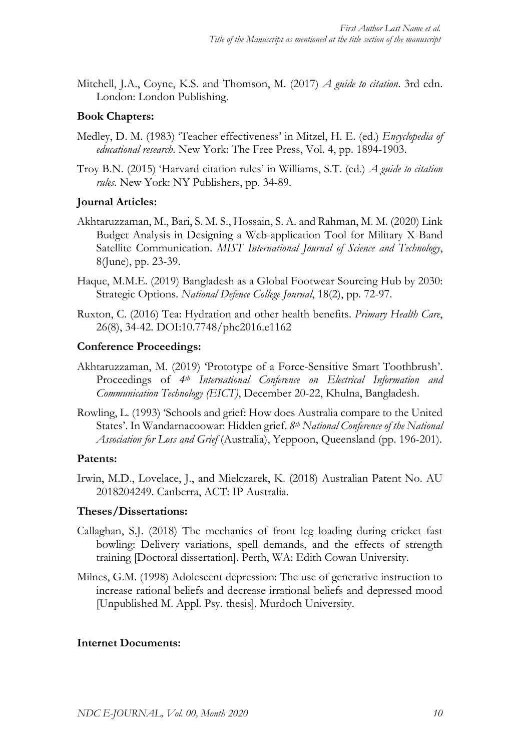Mitchell, J.A., Coyne, K.S. and Thomson, M. (2017) *A guide to citation*. 3rd edn. London: London Publishing.

**Book Chapters:**

Medley, D. M. (1983) 'Teacher effectiveness' in Mitzel, H. E. (ed.) *Encyclopedia of educational research*. New York: The Free Press, Vol. 4, pp. 1894-1903.

Troy B.N. (2015) 'Harvard citation rules' in Williams, S.T. (ed.) *A guide to citation rules*. New York: NY Publishers, pp. 34-89.

**Journal Articles:**

Akhtaruzzaman, M., Bari, S. M. S., Hossain, S. A. and Rahman, M. M. (2020) Link Budget Analysis in Designing a Web-application Tool for Military X-Band Satellite Communication. *MIST International Journal of Science and Technology*, 8(June), pp. 23-39.

Haque, M.M.E. (2019) Bangladesh as a Global Footwear Sourcing Hub by 2030: Strategic Options. *National Defence College Journal*, 18(2), pp. 72-97.

Ruxton, C. (2016) Tea: Hydration and other health benefits. *Primary Health Care*, 26(8), 34-42. DOI:10.7748/phc2016.e1162

**Conference Proceedings:**

Akhtaruzzaman, M. (2019) 'Prototype of a Force-Sensitive Smart Toothbrush'. Proceedings of *4th International Conference on Electrical Information and Communication Technology (EICT)*, December 20-22, Khulna, Bangladesh.

Rowling, L. (1993) 'Schools and grief: How does Australia compare to the United States'. In Wandarnacoowar: Hidden grief. *8th National Conference of the National Association for Loss and Grief* (Australia), Yeppoon, Queensland (pp. 196-201).

**Patents:**

Irwin, M.D., Lovelace, J., and Mielczarek, K. (2018) Australian Patent No. AU 2018204249. Canberra, ACT: IP Australia.

**Theses/Dissertations:**

Callaghan, S.J. (2018) The mechanics of front leg loading during cricket fast bowling: Delivery variations, spell demands, and the effects of strength training [Doctoral dissertation]. Perth, WA: Edith Cowan University.

Milnes, G.M. (1998) Adolescent depression: The use of generative instruction to increase rational beliefs and decrease irrational beliefs and depressed mood [Unpublished M. Appl. Psy. thesis]. Murdoch University.

**Internet Documents:**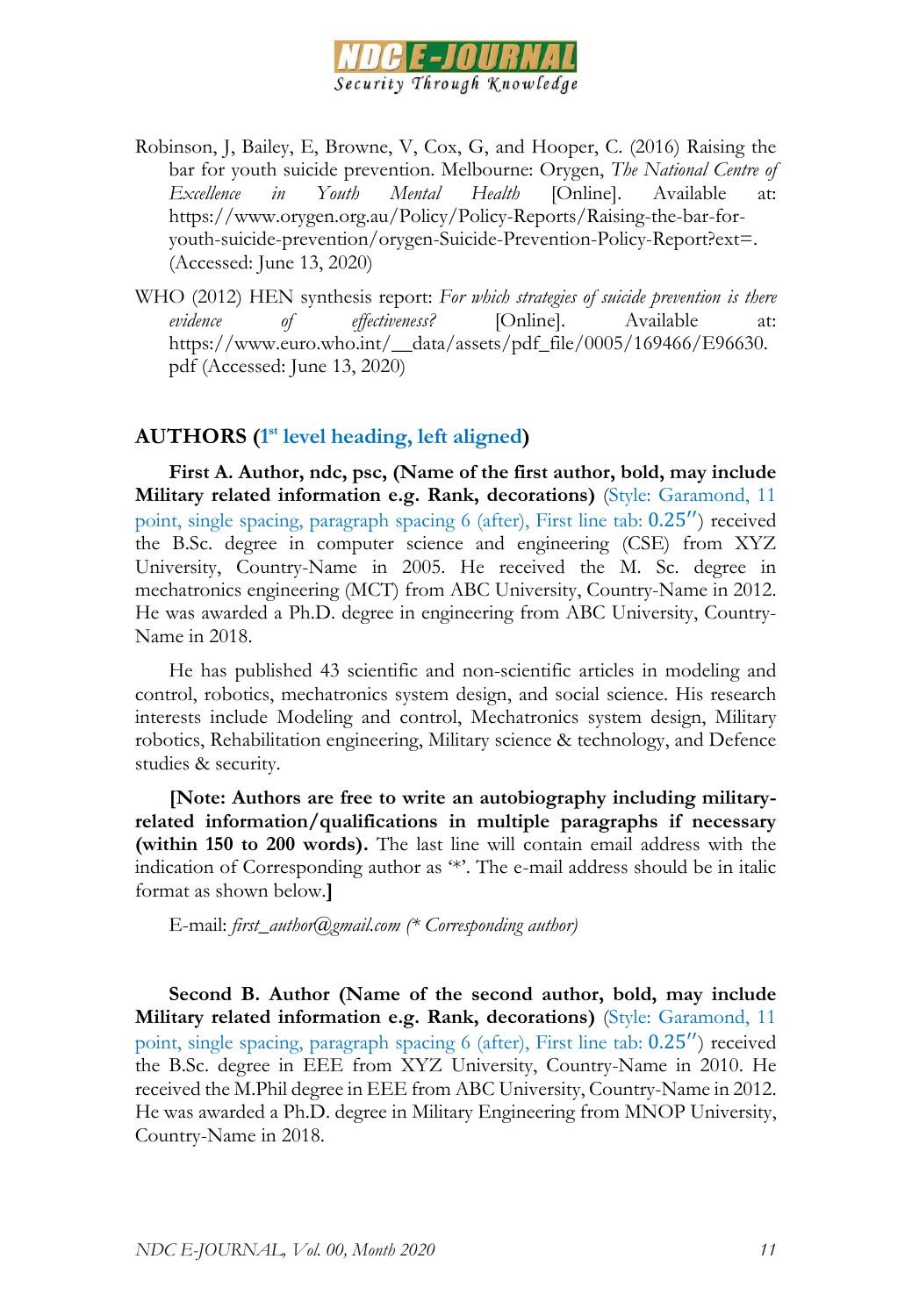Robinson, J, Bailey, E, Browne, V, Cox, G, and Hooper, C. (2016) Raising the bar for youth suicide prevention. Melbourne: Orygen, *The National Centre of Excellence in Youth Mental Health* [Online]. Available at: https://www.orygen.org.au/Policy/Policy-Reports/Raising-the-bar-for-youth-suicide-prevention/orygen-Suicide-Prevention-Policy-Report?ext=. (Accessed: June 13, 2020)

WHO (2012) HEN synthesis report: *For which strategies of suicide prevention is there evidence of effectiveness?* [Online]. Available at: https://www.euro.who.int/__data/assets/pdf_file/0005/169466/E96630.pdf (Accessed: June 13, 2020)

## AUTHORS (1st level heading, left aligned)

**First A. Author, ndc, psc, (Name of the first author, bold, may include Military related information e.g. Rank, decorations)** (Style: Garamond, 11 point, single spacing, paragraph spacing 6 (after), First line tab: 0.25′′) received the B.Sc. degree in computer science and engineering (CSE) from XYZ University, Country-Name in 2005. He received the M. Sc. degree in mechatronics engineering (MCT) from ABC University, Country-Name in 2012. He was awarded a Ph.D. degree in engineering from ABC University, Country-Name in 2018.

He has published 43 scientific and non-scientific articles in modeling and control, robotics, mechatronics system design, and social science. His research interests include Modeling and control, Mechatronics system design, Military robotics, Rehabilitation engineering, Military science & technology, and Defence studies & security.

**[Note: Authors are free to write an autobiography including military-related information/qualifications in multiple paragraphs if necessary (within 150 to 200 words).** The last line will contain email address with the indication of Corresponding author as '*'. The e-mail address should be in italic format as shown below.**]**

E-mail: *first_author@gmail.com (* Corresponding author)*

**Second B. Author (Name of the second author, bold, may include Military related information e.g. Rank, decorations)** (Style: Garamond, 11 point, single spacing, paragraph spacing 6 (after), First line tab: 0.25′′) received the B.Sc. degree in EEE from XYZ University, Country-Name in 2010. He received the M.Phil degree in EEE from ABC University, Country-Name in 2012. He was awarded a Ph.D. degree in Military Engineering from MNOP University, Country-Name in 2018.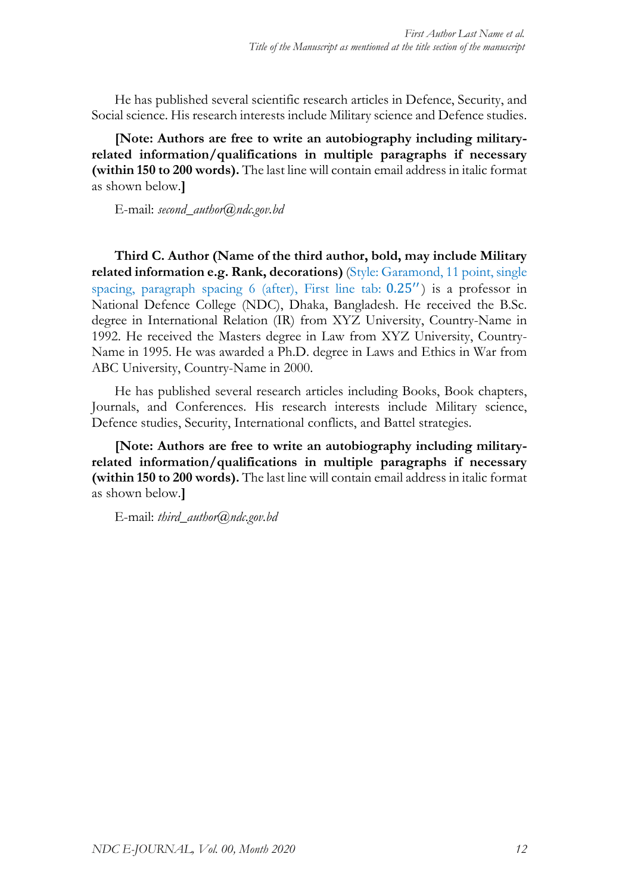He has published several scientific research articles in Defence, Security, and Social science. His research interests include Military science and Defence studies.

**[Note: Authors are free to write an autobiography including military-related information/qualifications in multiple paragraphs if necessary (within 150 to 200 words).** The last line will contain email address in italic format as shown below.**]**

E-mail: *second_author@ndc.gov.bd*

**Third C. Author (Name of the third author, bold, may include Military related information e.g. Rank, decorations)** (Style: Garamond, 11 point, single spacing, paragraph spacing 6 (after), First line tab: 0.25″) is a professor in National Defence College (NDC), Dhaka, Bangladesh. He received the B.Sc. degree in International Relation (IR) from XYZ University, Country-Name in 1992. He received the Masters degree in Law from XYZ University, Country-Name in 1995. He was awarded a Ph.D. degree in Laws and Ethics in War from ABC University, Country-Name in 2000.

He has published several research articles including Books, Book chapters, Journals, and Conferences. His research interests include Military science, Defence studies, Security, International conflicts, and Battel strategies.

**[Note: Authors are free to write an autobiography including military-related information/qualifications in multiple paragraphs if necessary (within 150 to 200 words).** The last line will contain email address in italic format as shown below.**]**

E-mail: *third_author@ndc.gov.bd*